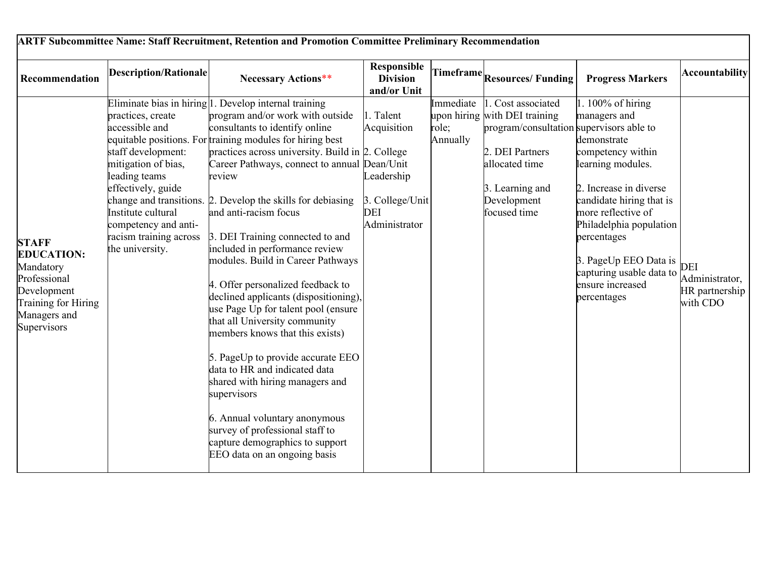**ARTF Subcommittee Name: Staff Recruitment, Retention and Promotion Committee Preliminary Recommendation**

| Recommendation | Description/Rationale | Necessary Actions** | Responsible Division and/or Unit | Timeframe | Resources/ Funding | Progress Markers | Accountability |
|---|---|---|---|---|---|---|---|
| **STAFF EDUCATION:** Mandatory Professional Development Training for Hiring Managers and Supervisors | Eliminate bias in hiring practices, create accessible and equitable positions. For staff development: mitigation of bias, leading teams effectively, guide change and transitions. Institute cultural competency and anti-racism training across the university. | 1. Develop internal training program and/or work with outside consultants to identify online training modules for hiring best practices across university. Build in Career Pathways, connect to annual review<br><br>2. Develop the skills for debiasing and anti-racism focus<br><br>3. DEI Training connected to and included in performance review modules. Build in Career Pathways<br><br>4. Offer personalized feedback to declined applicants (dispositioning), use Page Up for talent pool (ensure that all University community members knows that this exists)<br><br>5. PageUp to provide accurate EEO data to HR and indicated data shared with hiring managers and supervisors<br><br>6. Annual voluntary anonymous survey of professional staff to capture demographics to support EEO data on an ongoing basis | 1. Talent Acquisition<br><br>2. College Dean/Unit Leadership<br><br>3. College/Unit DEI Administrator | Immediate upon hiring role; Annually | 1. Cost associated with DEI training program/consultation<br><br>2. DEI Partners allocated time<br><br>3. Learning and Development focused time | 1. 100% of hiring managers and supervisors able to demonstrate competency within learning modules.<br><br>2. Increase in diverse candidate hiring that is more reflective of Philadelphia population percentages<br><br>3. PageUp EEO Data is capturing usable data to ensure increased percentages | DEI Administrator, HR partnership with CDO |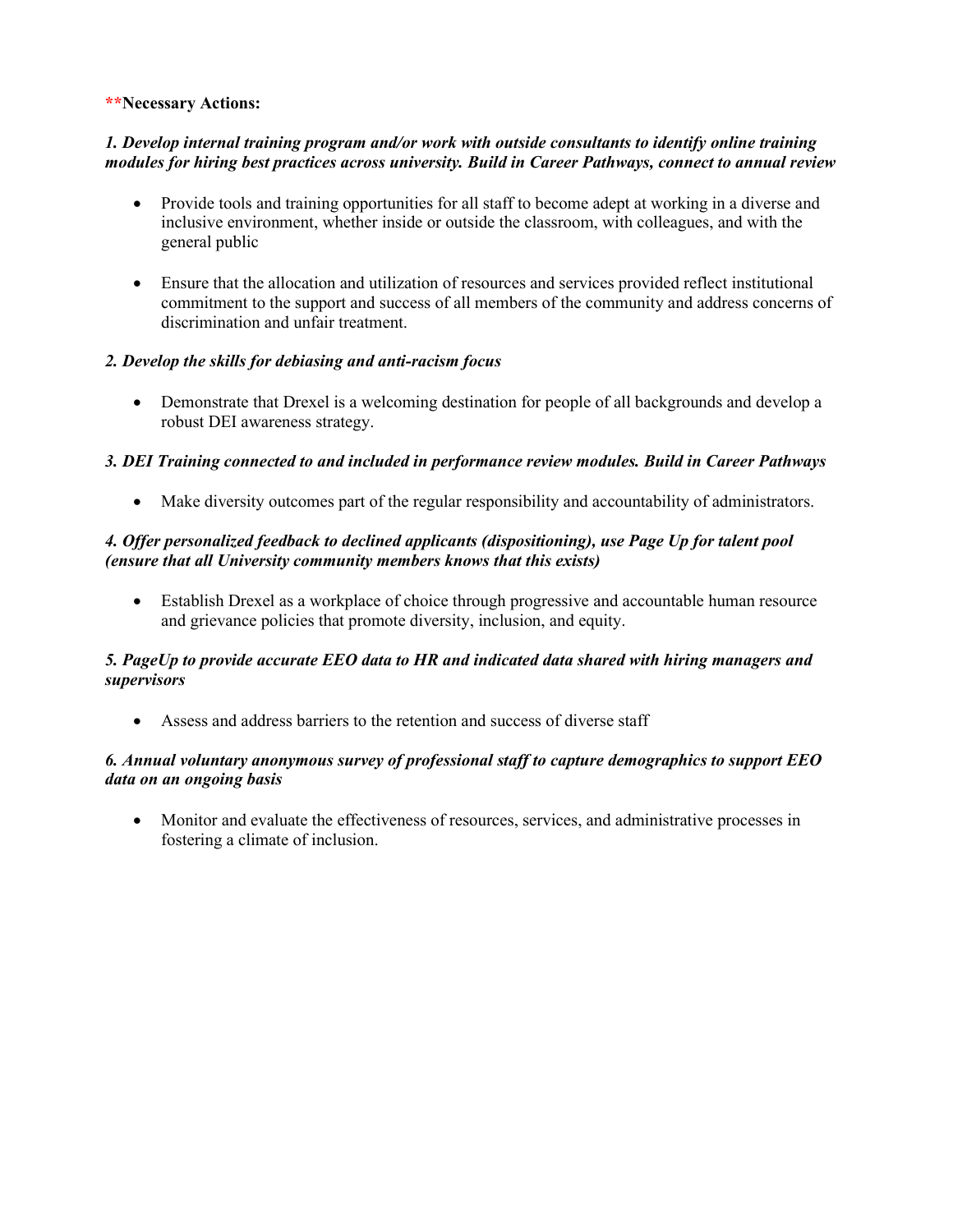**Necessary Actions:**

***1. Develop internal training program and/or work with outside consultants to identify online training modules for hiring best practices across university. Build in Career Pathways, connect to annual review***

- Provide tools and training opportunities for all staff to become adept at working in a diverse and inclusive environment, whether inside or outside the classroom, with colleagues, and with the general public

- Ensure that the allocation and utilization of resources and services provided reflect institutional commitment to the support and success of all members of the community and address concerns of discrimination and unfair treatment.

***2. Develop the skills for debiasing and anti-racism focus***

- Demonstrate that Drexel is a welcoming destination for people of all backgrounds and develop a robust DEI awareness strategy.

***3. DEI Training connected to and included in performance review modules. Build in Career Pathways***

- Make diversity outcomes part of the regular responsibility and accountability of administrators.

***4. Offer personalized feedback to declined applicants (dispositioning), use Page Up for talent pool (ensure that all University community members knows that this exists)***

- Establish Drexel as a workplace of choice through progressive and accountable human resource and grievance policies that promote diversity, inclusion, and equity.

***5. PageUp to provide accurate EEO data to HR and indicated data shared with hiring managers and supervisors***

- Assess and address barriers to the retention and success of diverse staff

***6. Annual voluntary anonymous survey of professional staff to capture demographics to support EEO data on an ongoing basis***

- Monitor and evaluate the effectiveness of resources, services, and administrative processes in fostering a climate of inclusion.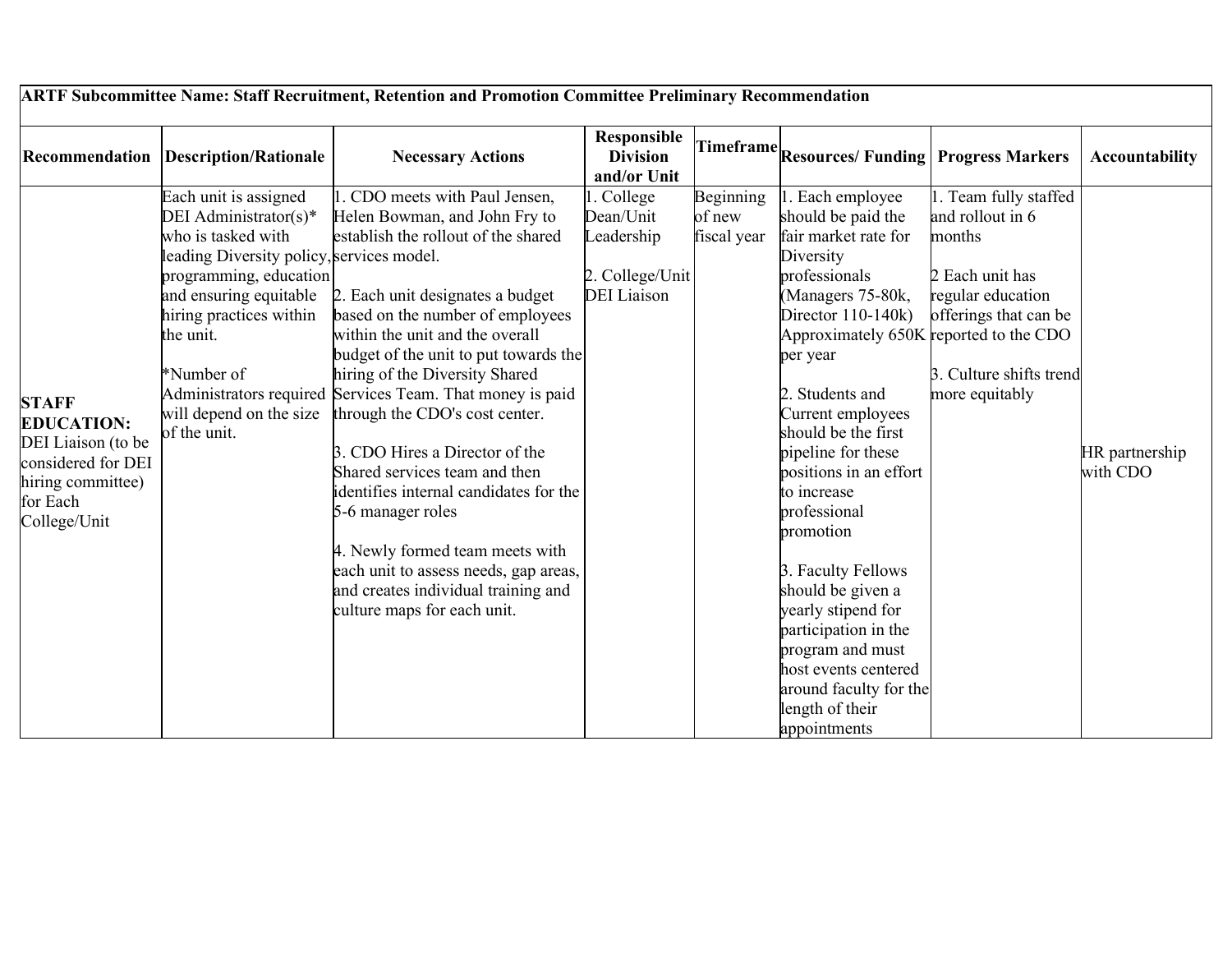| ARTF Subcommittee Name: Staff Recruitment, Retention and Promotion Committee Preliminary Recommendation | | | | | | | |
|---|---|---|---|---|---|---|---|
| **Recommendation** | **Description/Rationale** | **Necessary Actions** | **Responsible Division and/or Unit** | **Timeframe** | **Resources/ Funding** | **Progress Markers** | **Accountability** |
| **STAFF EDUCATION:** DEI Liaison (to be considered for DEI hiring committee) for Each College/Unit | Each unit is assigned DEI Administrator(s)* who is tasked with leading Diversity policy, programming, education and ensuring equitable hiring practices within the unit.<br><br>*Number of Administrators required will depend on the size of the unit. | 1. CDO meets with Paul Jensen, Helen Bowman, and John Fry to establish the rollout of the shared services model.<br><br>2. Each unit designates a budget based on the number of employees within the unit and the overall budget of the unit to put towards the hiring of the Diversity Shared Services Team. That money is paid through the CDO's cost center.<br><br>3. CDO Hires a Director of the Shared services team and then identifies internal candidates for the 5-6 manager roles<br><br>4. Newly formed team meets with each unit to assess needs, gap areas, and creates individual training and culture maps for each unit. | 1. College Dean/Unit Leadership<br><br>2. College/Unit DEI Liaison | Beginning of new fiscal year | 1. Each employee should be paid the fair market rate for Diversity professionals (Managers 75-80k, Director 110-140k) Approximately 650K per year<br><br>2. Students and Current employees should be the first pipeline for these positions in an effort to increase professional promotion<br><br>3. Faculty Fellows should be given a yearly stipend for participation in the program and must host events centered around faculty for the length of their appointments | 1. Team fully staffed and rollout in 6 months<br><br>2 Each unit has regular education offerings that can be reported to the CDO<br><br>3. Culture shifts trend more equitably | HR partnership with CDO |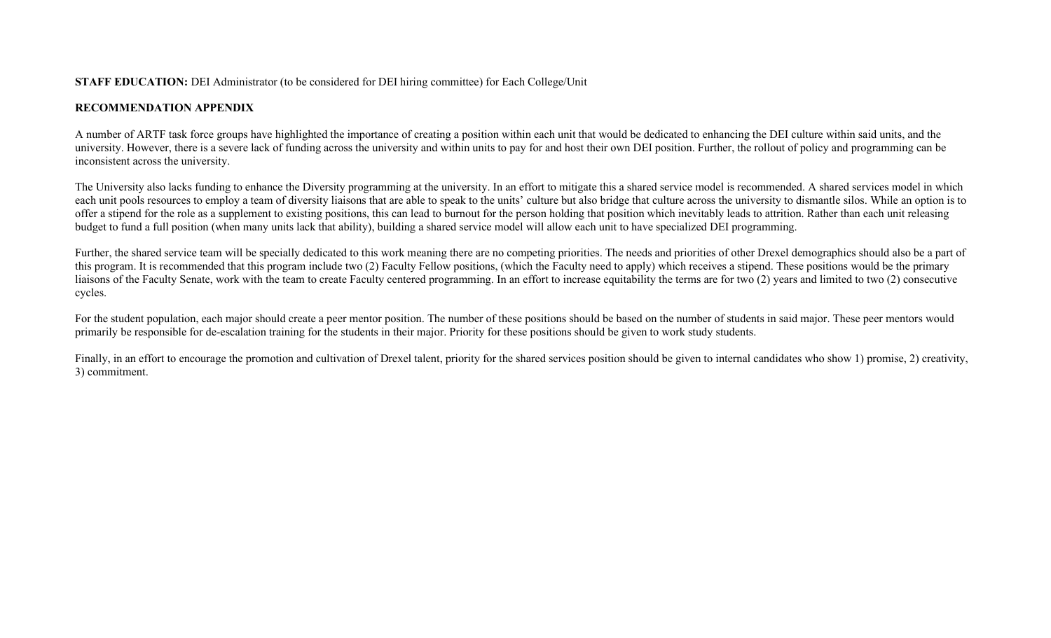**STAFF EDUCATION:** DEI Administrator (to be considered for DEI hiring committee) for Each College/Unit

**RECOMMENDATION APPENDIX**

A number of ARTF task force groups have highlighted the importance of creating a position within each unit that would be dedicated to enhancing the DEI culture within said units, and the university. However, there is a severe lack of funding across the university and within units to pay for and host their own DEI position. Further, the rollout of policy and programming can be inconsistent across the university.

The University also lacks funding to enhance the Diversity programming at the university. In an effort to mitigate this a shared service model is recommended. A shared services model in which each unit pools resources to employ a team of diversity liaisons that are able to speak to the units' culture but also bridge that culture across the university to dismantle silos. While an option is to offer a stipend for the role as a supplement to existing positions, this can lead to burnout for the person holding that position which inevitably leads to attrition. Rather than each unit releasing budget to fund a full position (when many units lack that ability), building a shared service model will allow each unit to have specialized DEI programming.

Further, the shared service team will be specially dedicated to this work meaning there are no competing priorities. The needs and priorities of other Drexel demographics should also be a part of this program. It is recommended that this program include two (2) Faculty Fellow positions, (which the Faculty need to apply) which receives a stipend. These positions would be the primary liaisons of the Faculty Senate, work with the team to create Faculty centered programming. In an effort to increase equitability the terms are for two (2) years and limited to two (2) consecutive cycles.

For the student population, each major should create a peer mentor position. The number of these positions should be based on the number of students in said major. These peer mentors would primarily be responsible for de-escalation training for the students in their major. Priority for these positions should be given to work study students.

Finally, in an effort to encourage the promotion and cultivation of Drexel talent, priority for the shared services position should be given to internal candidates who show 1) promise, 2) creativity, 3) commitment.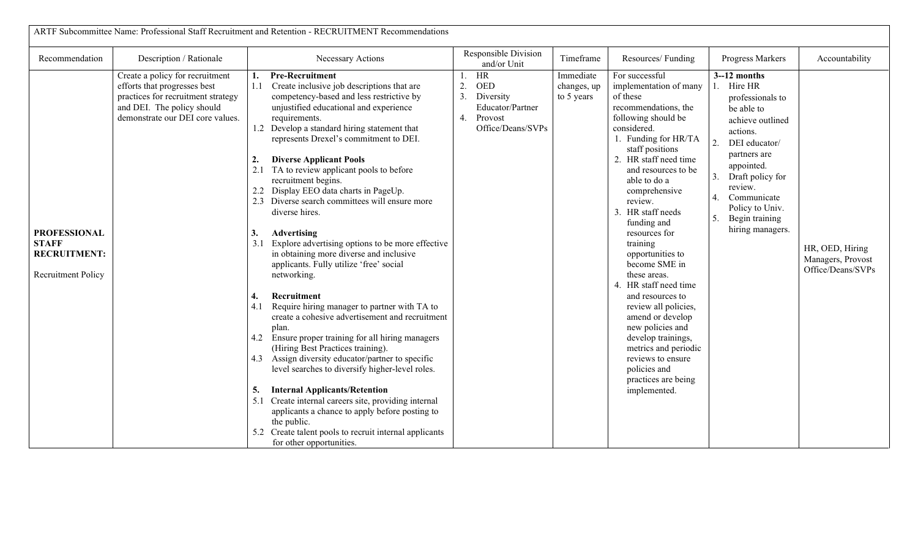| ARTF Subcommittee Name: Professional Staff Recruitment and Retention - RECRUITMENT Recommendations | | | | | | | |
|---|---|---|---|---|---|---|---|
| Recommendation | Description / Rationale | Necessary Actions | Responsible Division and/or Unit | Timeframe | Resources/ Funding | Progress Markers | Accountability |
| **PROFESSIONAL STAFF RECRUITMENT:**<br><br>Recruitment Policy | Create a policy for recruitment efforts that progresses best practices for recruitment strategy and DEI. The policy should demonstrate our DEI core values. | **1. Pre-Recruitment**<br>1.1 Create inclusive job descriptions that are competency-based and less restrictive by unjustified educational and experience requirements.<br>1.2 Develop a standard hiring statement that represents Drexel's commitment to DEI.<br><br>**2. Diverse Applicant Pools**<br>2.1 TA to review applicant pools to before recruitment begins.<br>2.2 Display EEO data charts in PageUp.<br>2.3 Diverse search committees will ensure more diverse hires.<br><br>**3. Advertising**<br>3.1 Explore advertising options to be more effective in obtaining more diverse and inclusive applicants. Fully utilize 'free' social networking.<br><br>**4. Recruitment**<br>4.1 Require hiring manager to partner with TA to create a cohesive advertisement and recruitment plan.<br>4.2 Ensure proper training for all hiring managers (Hiring Best Practices training).<br>4.3 Assign diversity educator/partner to specific level searches to diversify higher-level roles.<br><br>**5. Internal Applicants/Retention**<br>5.1 Create internal careers site, providing internal applicants a chance to apply before posting to the public.<br>5.2 Create talent pools to recruit internal applicants for other opportunities. | 1. HR<br>2. OED<br>3. Diversity Educator/Partner<br>4. Provost Office/Deans/SVPs | Immediate changes, up to 5 years | For successful implementation of many of these recommendations, the following should be considered.<br>1. Funding for HR/TA staff positions<br>2. HR staff need time and resources to be able to do a comprehensive review.<br>3. HR staff needs funding and resources for training opportunities to become SME in these areas.<br>4. HR staff need time and resources to review all policies, amend or develop new policies and develop trainings, metrics and periodic reviews to ensure policies and practices are being implemented. | **3--12 months**<br>1. Hire HR professionals to be able to achieve outlined actions.<br>2. DEI educator/ partners are appointed.<br>3. Draft policy for review.<br>4. Communicate Policy to Univ.<br>5. Begin training hiring managers. | HR, OED, Hiring Managers, Provost Office/Deans/SVPs |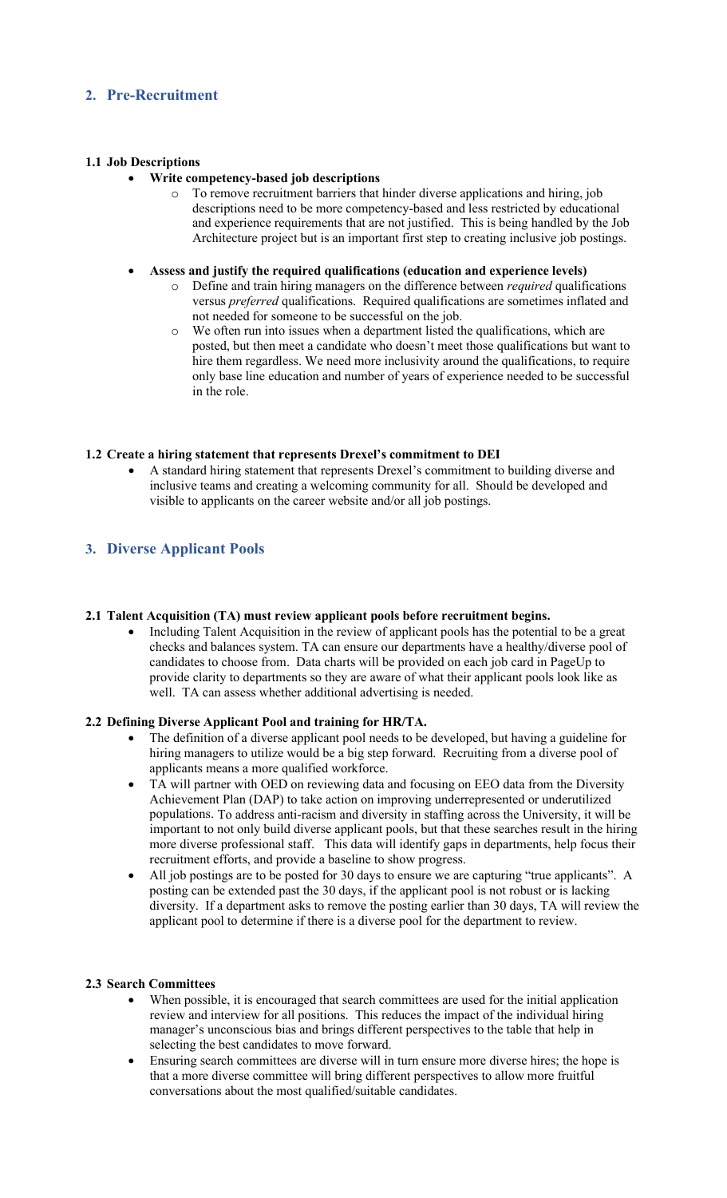## 2. Pre-Recruitment

### 1.1 Job Descriptions

- **Write competency-based job descriptions**
  - To remove recruitment barriers that hinder diverse applications and hiring, job descriptions need to be more competency-based and less restricted by educational and experience requirements that are not justified. This is being handled by the Job Architecture project but is an important first step to creating inclusive job postings.

- **Assess and justify the required qualifications (education and experience levels)**
  - Define and train hiring managers on the difference between *required* qualifications versus *preferred* qualifications. Required qualifications are sometimes inflated and not needed for someone to be successful on the job.
  - We often run into issues when a department listed the qualifications, which are posted, but then meet a candidate who doesn't meet those qualifications but want to hire them regardless. We need more inclusivity around the qualifications, to require only base line education and number of years of experience needed to be successful in the role.

### 1.2 Create a hiring statement that represents Drexel's commitment to DEI

- A standard hiring statement that represents Drexel's commitment to building diverse and inclusive teams and creating a welcoming community for all. Should be developed and visible to applicants on the career website and/or all job postings.

## 3. Diverse Applicant Pools

### 2.1 Talent Acquisition (TA) must review applicant pools before recruitment begins.

- Including Talent Acquisition in the review of applicant pools has the potential to be a great checks and balances system. TA can ensure our departments have a healthy/diverse pool of candidates to choose from. Data charts will be provided on each job card in PageUp to provide clarity to departments so they are aware of what their applicant pools look like as well. TA can assess whether additional advertising is needed.

### 2.2 Defining Diverse Applicant Pool and training for HR/TA.

- The definition of a diverse applicant pool needs to be developed, but having a guideline for hiring managers to utilize would be a big step forward. Recruiting from a diverse pool of applicants means a more qualified workforce.
- TA will partner with OED on reviewing data and focusing on EEO data from the Diversity Achievement Plan (DAP) to take action on improving underrepresented or underutilized populations. To address anti-racism and diversity in staffing across the University, it will be important to not only build diverse applicant pools, but that these searches result in the hiring more diverse professional staff. This data will identify gaps in departments, help focus their recruitment efforts, and provide a baseline to show progress.
- All job postings are to be posted for 30 days to ensure we are capturing "true applicants". A posting can be extended past the 30 days, if the applicant pool is not robust or is lacking diversity. If a department asks to remove the posting earlier than 30 days, TA will review the applicant pool to determine if there is a diverse pool for the department to review.

### 2.3 Search Committees

- When possible, it is encouraged that search committees are used for the initial application review and interview for all positions. This reduces the impact of the individual hiring manager's unconscious bias and brings different perspectives to the table that help in selecting the best candidates to move forward.
- Ensuring search committees are diverse will in turn ensure more diverse hires; the hope is that a more diverse committee will bring different perspectives to allow more fruitful conversations about the most qualified/suitable candidates.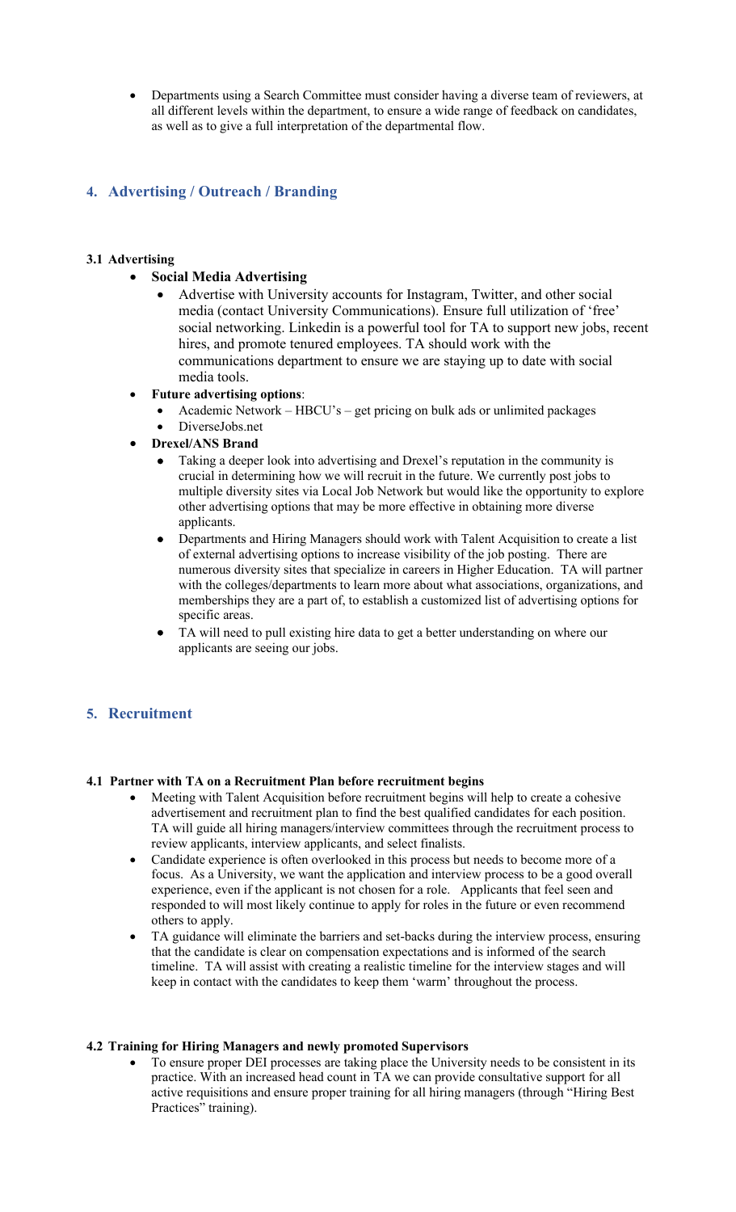- Departments using a Search Committee must consider having a diverse team of reviewers, at all different levels within the department, to ensure a wide range of feedback on candidates, as well as to give a full interpretation of the departmental flow.

## 4. Advertising / Outreach / Branding

### 3.1 Advertising

- **Social Media Advertising**
  - Advertise with University accounts for Instagram, Twitter, and other social media (contact University Communications). Ensure full utilization of 'free' social networking. Linkedin is a powerful tool for TA to support new jobs, recent hires, and promote tenured employees. TA should work with the communications department to ensure we are staying up to date with social media tools.
- **Future advertising options**:
  - Academic Network – HBCU's – get pricing on bulk ads or unlimited packages
  - DiverseJobs.net
- **Drexel/ANS Brand**
  - Taking a deeper look into advertising and Drexel's reputation in the community is crucial in determining how we will recruit in the future. We currently post jobs to multiple diversity sites via Local Job Network but would like the opportunity to explore other advertising options that may be more effective in obtaining more diverse applicants.
  - Departments and Hiring Managers should work with Talent Acquisition to create a list of external advertising options to increase visibility of the job posting. There are numerous diversity sites that specialize in careers in Higher Education. TA will partner with the colleges/departments to learn more about what associations, organizations, and memberships they are a part of, to establish a customized list of advertising options for specific areas.
  - TA will need to pull existing hire data to get a better understanding on where our applicants are seeing our jobs.

## 5. Recruitment

### 4.1 Partner with TA on a Recruitment Plan before recruitment begins

- Meeting with Talent Acquisition before recruitment begins will help to create a cohesive advertisement and recruitment plan to find the best qualified candidates for each position. TA will guide all hiring managers/interview committees through the recruitment process to review applicants, interview applicants, and select finalists.
- Candidate experience is often overlooked in this process but needs to become more of a focus. As a University, we want the application and interview process to be a good overall experience, even if the applicant is not chosen for a role. Applicants that feel seen and responded to will most likely continue to apply for roles in the future or even recommend others to apply.
- TA guidance will eliminate the barriers and set-backs during the interview process, ensuring that the candidate is clear on compensation expectations and is informed of the search timeline. TA will assist with creating a realistic timeline for the interview stages and will keep in contact with the candidates to keep them 'warm' throughout the process.

### 4.2 Training for Hiring Managers and newly promoted Supervisors

- To ensure proper DEI processes are taking place the University needs to be consistent in its practice. With an increased head count in TA we can provide consultative support for all active requisitions and ensure proper training for all hiring managers (through "Hiring Best Practices" training).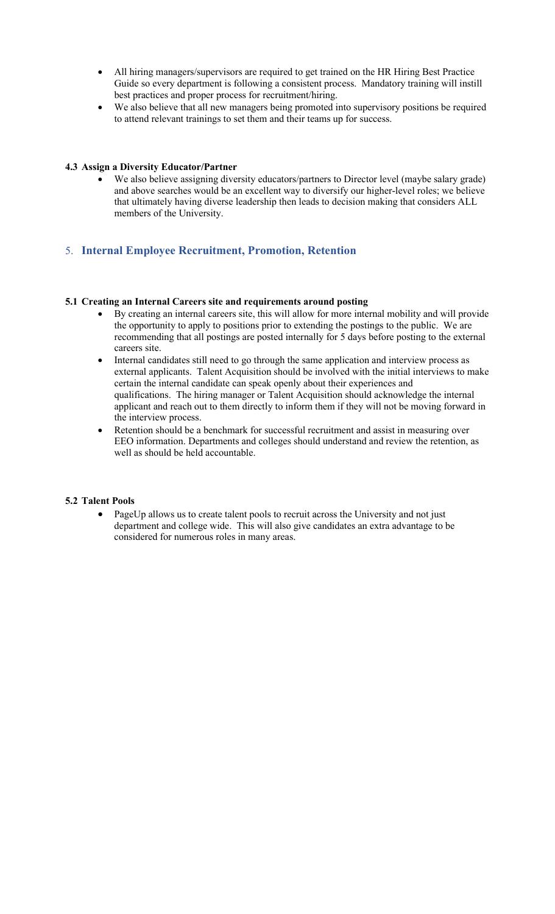- All hiring managers/supervisors are required to get trained on the HR Hiring Best Practice Guide so every department is following a consistent process. Mandatory training will instill best practices and proper process for recruitment/hiring.
- We also believe that all new managers being promoted into supervisory positions be required to attend relevant trainings to set them and their teams up for success.

### 4.3 Assign a Diversity Educator/Partner

- We also believe assigning diversity educators/partners to Director level (maybe salary grade) and above searches would be an excellent way to diversify our higher-level roles; we believe that ultimately having diverse leadership then leads to decision making that considers ALL members of the University.

## 5. Internal Employee Recruitment, Promotion, Retention

### 5.1 Creating an Internal Careers site and requirements around posting

- By creating an internal careers site, this will allow for more internal mobility and will provide the opportunity to apply to positions prior to extending the postings to the public. We are recommending that all postings are posted internally for 5 days before posting to the external careers site.
- Internal candidates still need to go through the same application and interview process as external applicants. Talent Acquisition should be involved with the initial interviews to make certain the internal candidate can speak openly about their experiences and qualifications. The hiring manager or Talent Acquisition should acknowledge the internal applicant and reach out to them directly to inform them if they will not be moving forward in the interview process.
- Retention should be a benchmark for successful recruitment and assist in measuring over EEO information. Departments and colleges should understand and review the retention, as well as should be held accountable.

### 5.2 Talent Pools

- PageUp allows us to create talent pools to recruit across the University and not just department and college wide. This will also give candidates an extra advantage to be considered for numerous roles in many areas.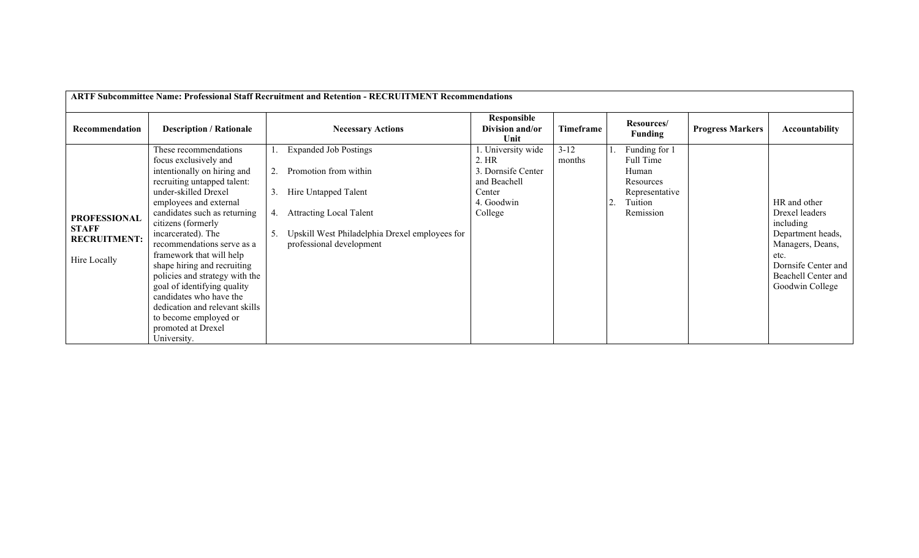| ARTF Subcommittee Name: Professional Staff Recruitment and Retention - RECRUITMENT Recommendations | | | | | | | |
|---|---|---|---|---|---|---|---|
| **Recommendation** | **Description / Rationale** | **Necessary Actions** | **Responsible Division and/or Unit** | **Timeframe** | **Resources/ Funding** | **Progress Markers** | **Accountability** |
| **PROFESSIONAL STAFF RECRUITMENT:** Hire Locally | These recommendations focus exclusively and intentionally on hiring and recruiting untapped talent: under-skilled Drexel employees and external candidates such as returning citizens (formerly incarcerated). The recommendations serve as a framework that will help shape hiring and recruiting policies and strategy with the goal of identifying quality candidates who have the dedication and relevant skills to become employed or promoted at Drexel University. | 1. Expanded Job Postings<br>2. Promotion from within<br>3. Hire Untapped Talent<br>4. Attracting Local Talent<br>5. Upskill West Philadelphia Drexel employees for professional development | 1. University wide<br>2. HR<br>3. Dornsife Center and Beachell Center<br>4. Goodwin College | 3-12 months | 1. Funding for 1 Full Time Human Resources Representative<br>2. Tuition Remission | | HR and other Drexel leaders including Department heads, Managers, Deans, etc.<br>Dornsife Center and Beachell Center and Goodwin College |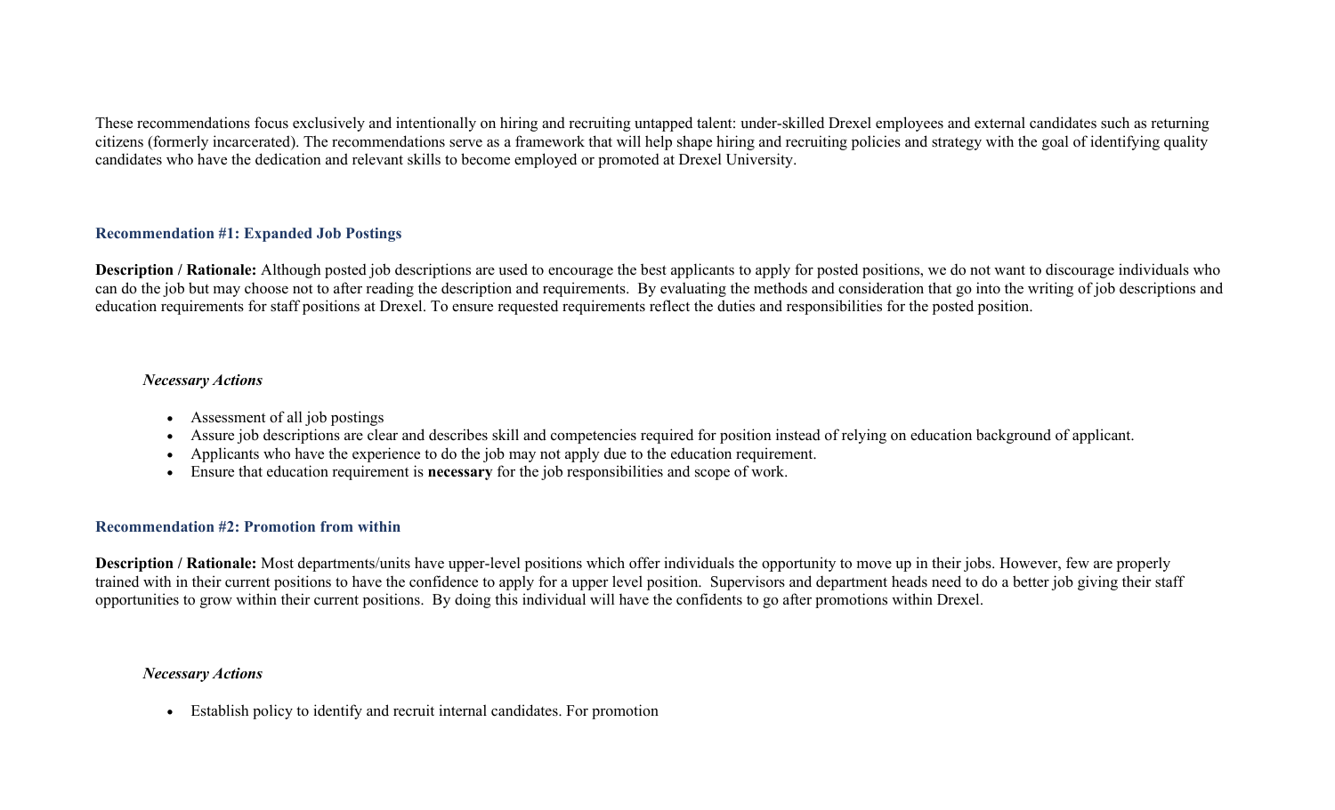These recommendations focus exclusively and intentionally on hiring and recruiting untapped talent: under-skilled Drexel employees and external candidates such as returning citizens (formerly incarcerated). The recommendations serve as a framework that will help shape hiring and recruiting policies and strategy with the goal of identifying quality candidates who have the dedication and relevant skills to become employed or promoted at Drexel University.

### Recommendation #1: Expanded Job Postings

**Description / Rationale:** Although posted job descriptions are used to encourage the best applicants to apply for posted positions, we do not want to discourage individuals who can do the job but may choose not to after reading the description and requirements. By evaluating the methods and consideration that go into the writing of job descriptions and education requirements for staff positions at Drexel. To ensure requested requirements reflect the duties and responsibilities for the posted position.

***Necessary Actions***

- Assessment of all job postings
- Assure job descriptions are clear and describes skill and competencies required for position instead of relying on education background of applicant.
- Applicants who have the experience to do the job may not apply due to the education requirement.
- Ensure that education requirement is **necessary** for the job responsibilities and scope of work.

### Recommendation #2: Promotion from within

**Description / Rationale:** Most departments/units have upper-level positions which offer individuals the opportunity to move up in their jobs. However, few are properly trained with in their current positions to have the confidence to apply for a upper level position. Supervisors and department heads need to do a better job giving their staff opportunities to grow within their current positions. By doing this individual will have the confidents to go after promotions within Drexel.

***Necessary Actions***

- Establish policy to identify and recruit internal candidates. For promotion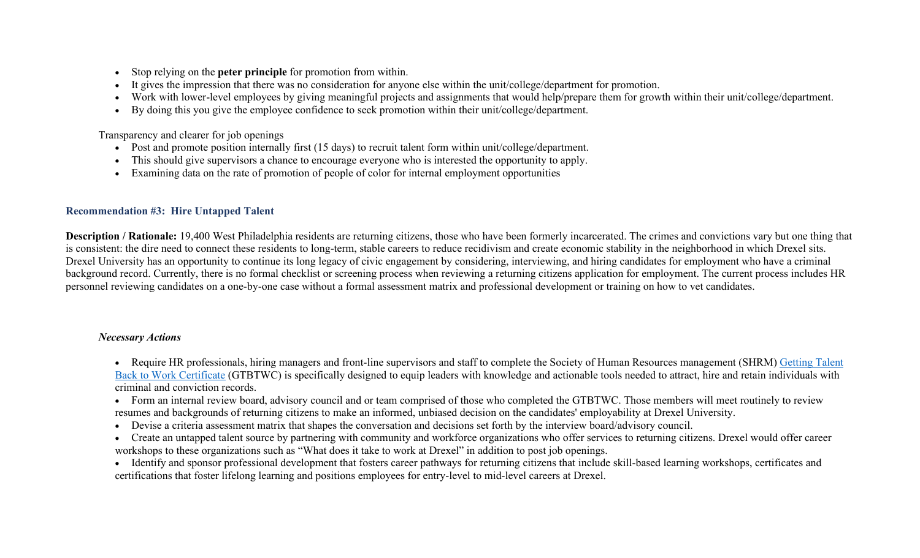- Stop relying on the **peter principle** for promotion from within.
- It gives the impression that there was no consideration for anyone else within the unit/college/department for promotion.
- Work with lower-level employees by giving meaningful projects and assignments that would help/prepare them for growth within their unit/college/department.
- By doing this you give the employee confidence to seek promotion within their unit/college/department.

Transparency and clearer for job openings

- Post and promote position internally first (15 days) to recruit talent form within unit/college/department.
- This should give supervisors a chance to encourage everyone who is interested the opportunity to apply.
- Examining data on the rate of promotion of people of color for internal employment opportunities

### Recommendation #3: Hire Untapped Talent

**Description / Rationale:** 19,400 West Philadelphia residents are returning citizens, those who have been formerly incarcerated. The crimes and convictions vary but one thing that is consistent: the dire need to connect these residents to long-term, stable careers to reduce recidivism and create economic stability in the neighborhood in which Drexel sits. Drexel University has an opportunity to continue its long legacy of civic engagement by considering, interviewing, and hiring candidates for employment who have a criminal background record. Currently, there is no formal checklist or screening process when reviewing a returning citizens application for employment. The current process includes HR personnel reviewing candidates on a one-by-one case without a formal assessment matrix and professional development or training on how to vet candidates.

***Necessary Actions***

- Require HR professionals, hiring managers and front-line supervisors and staff to complete the Society of Human Resources management (SHRM) Getting Talent Back to Work Certificate (GTBTWC) is specifically designed to equip leaders with knowledge and actionable tools needed to attract, hire and retain individuals with criminal and conviction records.
- Form an internal review board, advisory council and or team comprised of those who completed the GTBTWC. Those members will meet routinely to review resumes and backgrounds of returning citizens to make an informed, unbiased decision on the candidates' employability at Drexel University.
- Devise a criteria assessment matrix that shapes the conversation and decisions set forth by the interview board/advisory council.
- Create an untapped talent source by partnering with community and workforce organizations who offer services to returning citizens. Drexel would offer career workshops to these organizations such as "What does it take to work at Drexel" in addition to post job openings.
- Identify and sponsor professional development that fosters career pathways for returning citizens that include skill-based learning workshops, certificates and certifications that foster lifelong learning and positions employees for entry-level to mid-level careers at Drexel.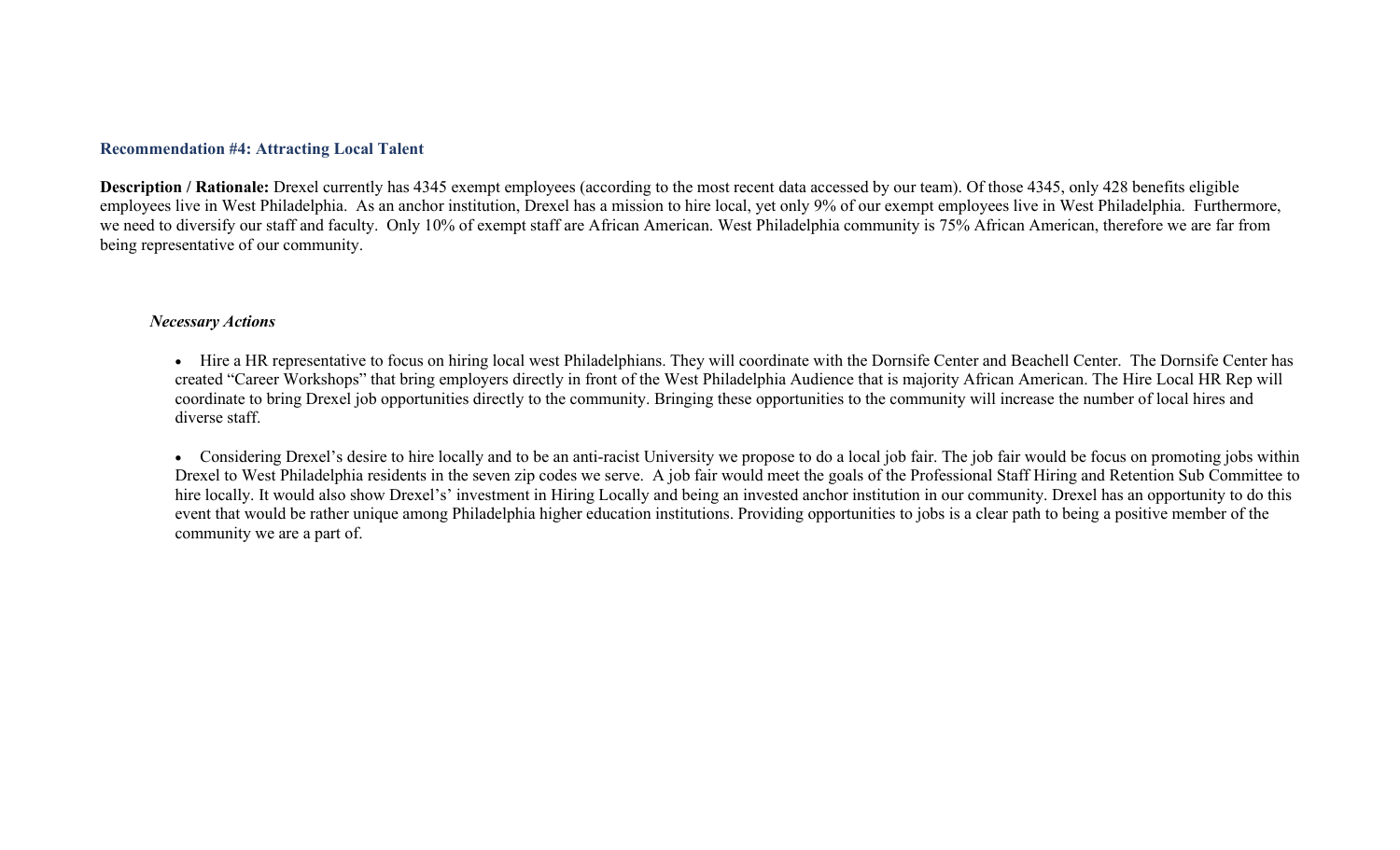### Recommendation #4: Attracting Local Talent

**Description / Rationale:** Drexel currently has 4345 exempt employees (according to the most recent data accessed by our team). Of those 4345, only 428 benefits eligible employees live in West Philadelphia. As an anchor institution, Drexel has a mission to hire local, yet only 9% of our exempt employees live in West Philadelphia. Furthermore, we need to diversify our staff and faculty. Only 10% of exempt staff are African American. West Philadelphia community is 75% African American, therefore we are far from being representative of our community.

***Necessary Actions***

- Hire a HR representative to focus on hiring local west Philadelphians. They will coordinate with the Dornsife Center and Beachell Center. The Dornsife Center has created "Career Workshops" that bring employers directly in front of the West Philadelphia Audience that is majority African American. The Hire Local HR Rep will coordinate to bring Drexel job opportunities directly to the community. Bringing these opportunities to the community will increase the number of local hires and diverse staff.

- Considering Drexel's desire to hire locally and to be an anti-racist University we propose to do a local job fair. The job fair would be focus on promoting jobs within Drexel to West Philadelphia residents in the seven zip codes we serve. A job fair would meet the goals of the Professional Staff Hiring and Retention Sub Committee to hire locally. It would also show Drexel's' investment in Hiring Locally and being an invested anchor institution in our community. Drexel has an opportunity to do this event that would be rather unique among Philadelphia higher education institutions. Providing opportunities to jobs is a clear path to being a positive member of the community we are a part of.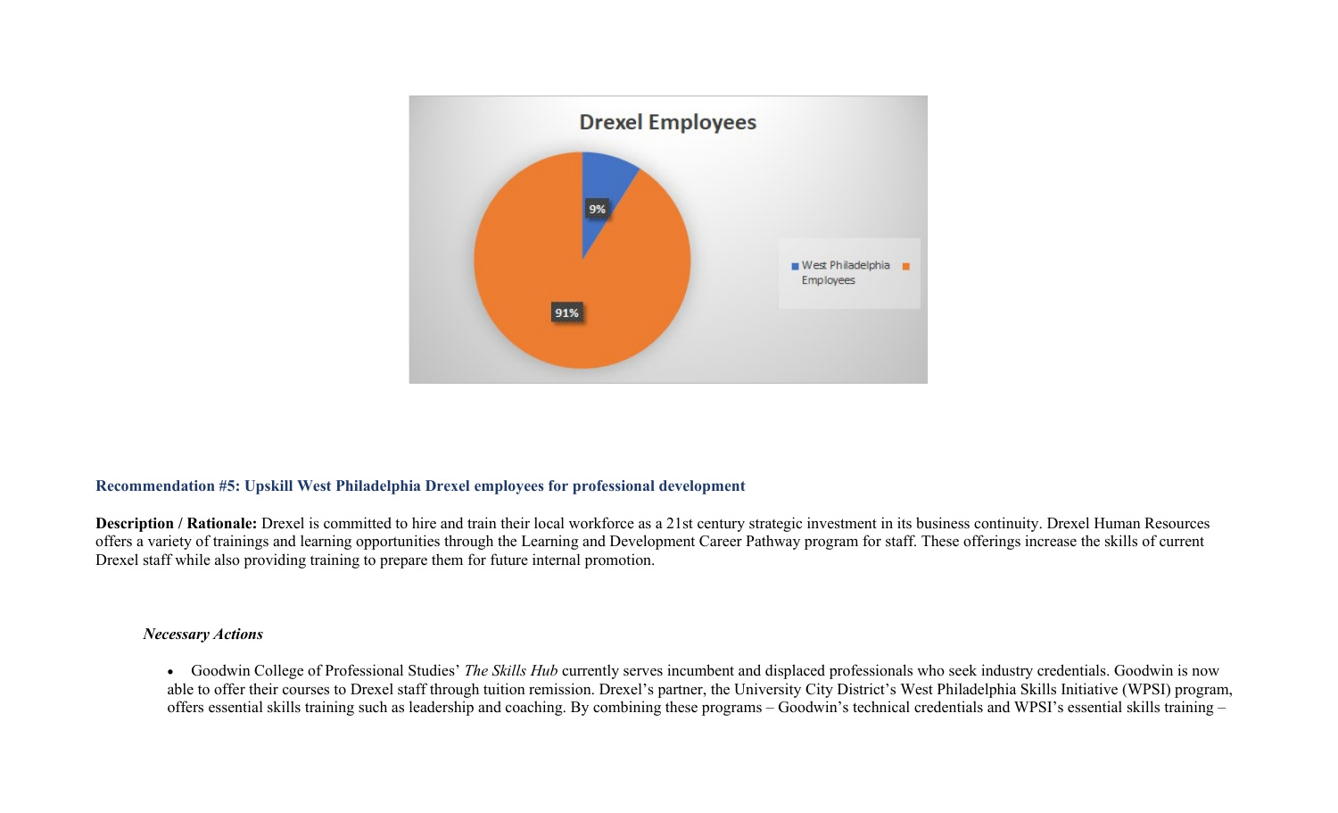**Recommendation #5: Upskill West Philadelphia Drexel employees for professional development**

**Description / Rationale:** Drexel is committed to hire and train their local workforce as a 21st century strategic investment in its business continuity. Drexel Human Resources offers a variety of trainings and learning opportunities through the Learning and Development Career Pathway program for staff. These offerings increase the skills of current Drexel staff while also providing training to prepare them for future internal promotion.

***Necessary Actions***

- Goodwin College of Professional Studies' *The Skills Hub* currently serves incumbent and displaced professionals who seek industry credentials. Goodwin is now able to offer their courses to Drexel staff through tuition remission. Drexel's partner, the University City District's West Philadelphia Skills Initiative (WPSI) program, offers essential skills training such as leadership and coaching. By combining these programs – Goodwin's technical credentials and WPSI's essential skills training –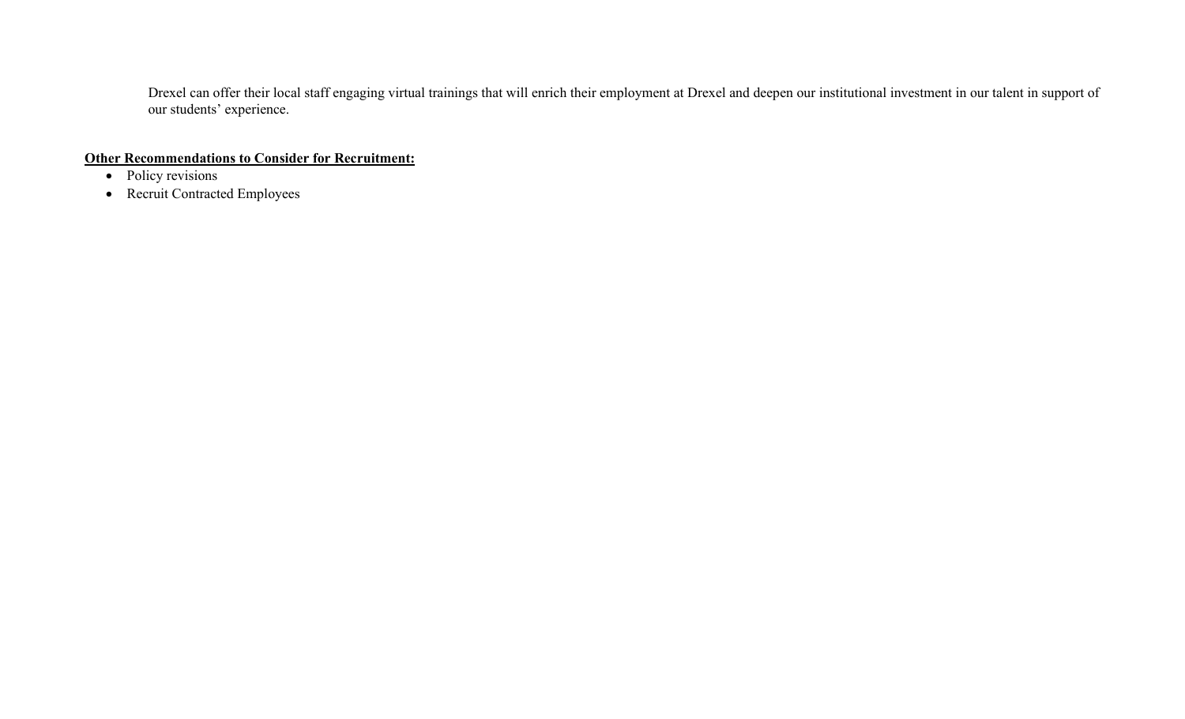Drexel can offer their local staff engaging virtual trainings that will enrich their employment at Drexel and deepen our institutional investment in our talent in support of our students' experience.

**Other Recommendations to Consider for Recruitment:**

- Policy revisions
- Recruit Contracted Employees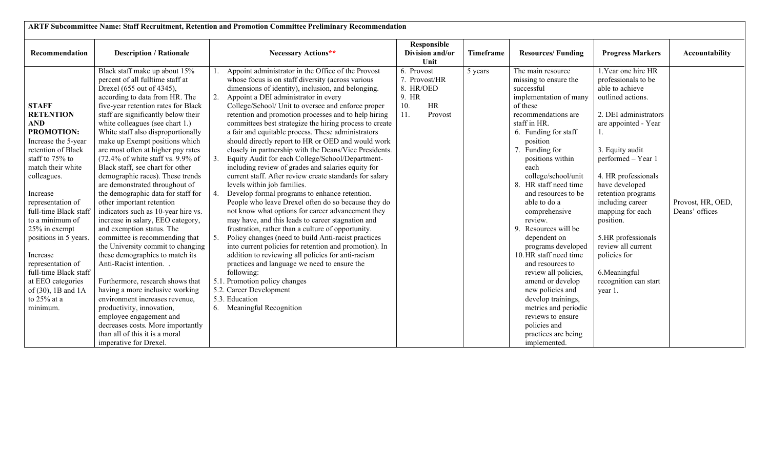| ARTF Subcommittee Name: Staff Recruitment, Retention and Promotion Committee Preliminary Recommendation | | | | | | | |
|---|---|---|---|---|---|---|---|
| **Recommendation** | **Description / Rationale** | **Necessary Actions**** | **Responsible Division and/or Unit** | **Timeframe** | **Resources/ Funding** | **Progress Markers** | **Accountability** |
| **STAFF RETENTION AND PROMOTION:** Increase the 5-year retention of Black staff to 75% to match their white colleagues.<br><br>Increase representation of full-time Black staff to a minimum of 25% in exempt positions in 5 years.<br><br>Increase representation of full-time Black staff at EEO categories of (30), 1B and 1A to 25% at a minimum. | Black staff make up about 15% percent of all fulltime staff at Drexel (655 out of 4345), according to data from HR. The five-year retention rates for Black staff are significantly below their white colleagues (see chart 1.) White staff also disproportionally make up Exempt positions which are most often at higher pay rates (72.4% of white staff vs. 9.9% of Black staff, see chart for other demographic races). These trends are demonstrated throughout of the demographic data for staff for other important retention indicators such as 10-year hire vs. increase in salary, EEO category, and exemption status. The committee is recommending that the University commit to changing these demographics to match its Anti-Racist intention. .<br><br>Furthermore, research shows that having a more inclusive working environment increases revenue, productivity, innovation, employee engagement and decreases costs. More importantly than all of this it is a moral imperative for Drexel. | 1. Appoint administrator in the Office of the Provost whose focus is on staff diversity (across various dimensions of identity), inclusion, and belonging.<br>2. Appoint a DEI administrator in every College/School/ Unit to oversee and enforce proper retention and promotion processes and to help hiring committees best strategize the hiring process to create a fair and equitable process. These administrators should directly report to HR or OED and would work closely in partnership with the Deans/Vice Presidents.<br>3. Equity Audit for each College/School/Department- including review of grades and salaries equity for current staff. After review create standards for salary levels within job families.<br>4. Develop formal programs to enhance retention. People who leave Drexel often do so because they do not know what options for career advancement they may have, and this leads to career stagnation and frustration, rather than a culture of opportunity.<br>5. Policy changes (need to build Anti-racist practices into current policies for retention and promotion). In addition to reviewing all policies for anti-racism practices and language we need to ensure the following:<br>5.1. Promotion policy changes<br>5.2. Career Development<br>5.3. Education<br>6. Meaningful Recognition | 6. Provost<br>7. Provost/HR<br>8. HR/OED<br>9. HR<br>10. HR<br>11. Provost | 5 years | The main resource missing to ensure the successful implementation of many of these recommendations are staff in HR.<br>6. Funding for staff position<br>7. Funding for positions within each college/school/unit<br>8. HR staff need time and resources to be able to do a comprehensive review.<br>9. Resources will be dependent on programs developed<br>10. HR staff need time and resources to review all policies, amend or develop new policies and develop trainings, metrics and periodic reviews to ensure policies and practices are being implemented. | 1. Year one hire HR professionals to be able to achieve outlined actions.<br><br>2. DEI administrators are appointed - Year 1.<br><br>3. Equity audit performed – Year 1<br><br>4. HR professionals have developed retention programs including career mapping for each position.<br><br>5. HR professionals review all current policies for<br><br>6. Meaningful recognition can start year 1. | Provost, HR, OED, Deans' offices |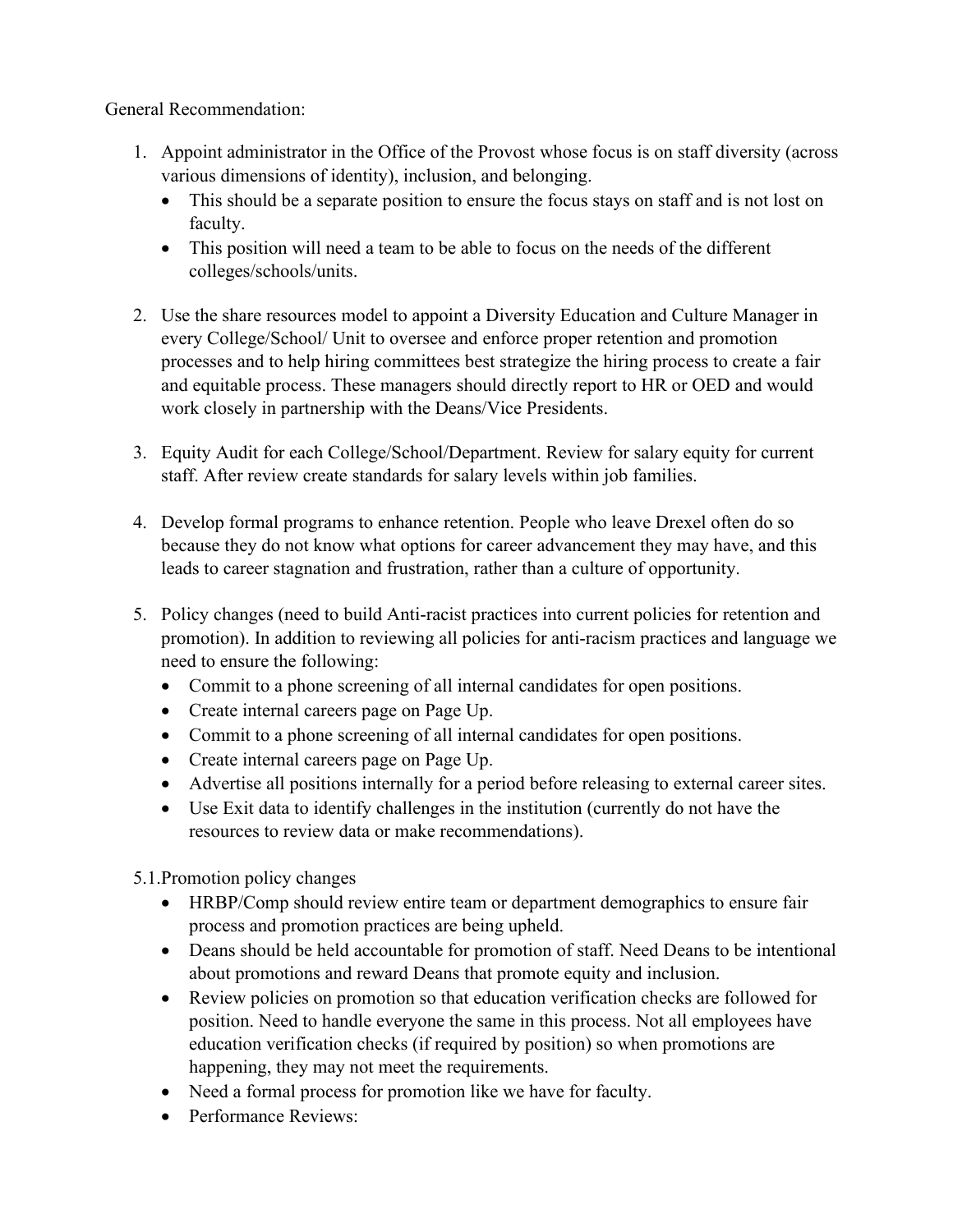General Recommendation:

1. Appoint administrator in the Office of the Provost whose focus is on staff diversity (across various dimensions of identity), inclusion, and belonging.
   - This should be a separate position to ensure the focus stays on staff and is not lost on faculty.
   - This position will need a team to be able to focus on the needs of the different colleges/schools/units.

2. Use the share resources model to appoint a Diversity Education and Culture Manager in every College/School/ Unit to oversee and enforce proper retention and promotion processes and to help hiring committees best strategize the hiring process to create a fair and equitable process. These managers should directly report to HR or OED and would work closely in partnership with the Deans/Vice Presidents.

3. Equity Audit for each College/School/Department. Review for salary equity for current staff. After review create standards for salary levels within job families.

4. Develop formal programs to enhance retention. People who leave Drexel often do so because they do not know what options for career advancement they may have, and this leads to career stagnation and frustration, rather than a culture of opportunity.

5. Policy changes (need to build Anti-racist practices into current policies for retention and promotion). In addition to reviewing all policies for anti-racism practices and language we need to ensure the following:
   - Commit to a phone screening of all internal candidates for open positions.
   - Create internal careers page on Page Up.
   - Commit to a phone screening of all internal candidates for open positions.
   - Create internal careers page on Page Up.
   - Advertise all positions internally for a period before releasing to external career sites.
   - Use Exit data to identify challenges in the institution (currently do not have the resources to review data or make recommendations).

5.1.Promotion policy changes

- HRBP/Comp should review entire team or department demographics to ensure fair process and promotion practices are being upheld.
- Deans should be held accountable for promotion of staff. Need Deans to be intentional about promotions and reward Deans that promote equity and inclusion.
- Review policies on promotion so that education verification checks are followed for position. Need to handle everyone the same in this process. Not all employees have education verification checks (if required by position) so when promotions are happening, they may not meet the requirements.
- Need a formal process for promotion like we have for faculty.
- Performance Reviews: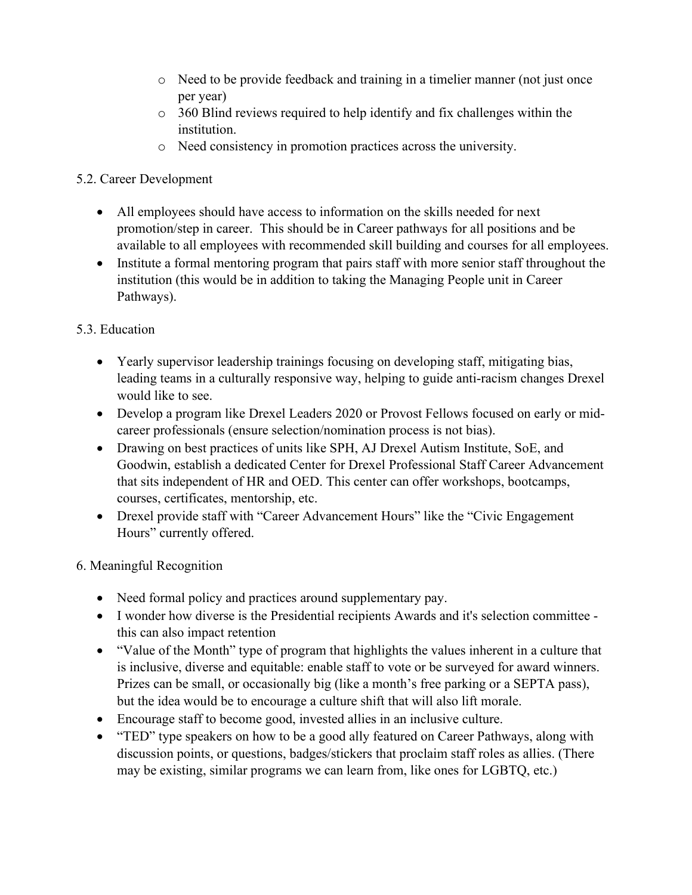- Need to be provide feedback and training in a timelier manner (not just once per year)
    - 360 Blind reviews required to help identify and fix challenges within the institution.
    - Need consistency in promotion practices across the university.

5.2. Career Development

- All employees should have access to information on the skills needed for next promotion/step in career. This should be in Career pathways for all positions and be available to all employees with recommended skill building and courses for all employees.
- Institute a formal mentoring program that pairs staff with more senior staff throughout the institution (this would be in addition to taking the Managing People unit in Career Pathways).

5.3. Education

- Yearly supervisor leadership trainings focusing on developing staff, mitigating bias, leading teams in a culturally responsive way, helping to guide anti-racism changes Drexel would like to see.
- Develop a program like Drexel Leaders 2020 or Provost Fellows focused on early or mid-career professionals (ensure selection/nomination process is not bias).
- Drawing on best practices of units like SPH, AJ Drexel Autism Institute, SoE, and Goodwin, establish a dedicated Center for Drexel Professional Staff Career Advancement that sits independent of HR and OED. This center can offer workshops, bootcamps, courses, certificates, mentorship, etc.
- Drexel provide staff with "Career Advancement Hours" like the "Civic Engagement Hours" currently offered.

6. Meaningful Recognition

- Need formal policy and practices around supplementary pay.
- I wonder how diverse is the Presidential recipients Awards and it's selection committee - this can also impact retention
- "Value of the Month" type of program that highlights the values inherent in a culture that is inclusive, diverse and equitable: enable staff to vote or be surveyed for award winners. Prizes can be small, or occasionally big (like a month's free parking or a SEPTA pass), but the idea would be to encourage a culture shift that will also lift morale.
- Encourage staff to become good, invested allies in an inclusive culture.
- "TED" type speakers on how to be a good ally featured on Career Pathways, along with discussion points, or questions, badges/stickers that proclaim staff roles as allies. (There may be existing, similar programs we can learn from, like ones for LGBTQ, etc.)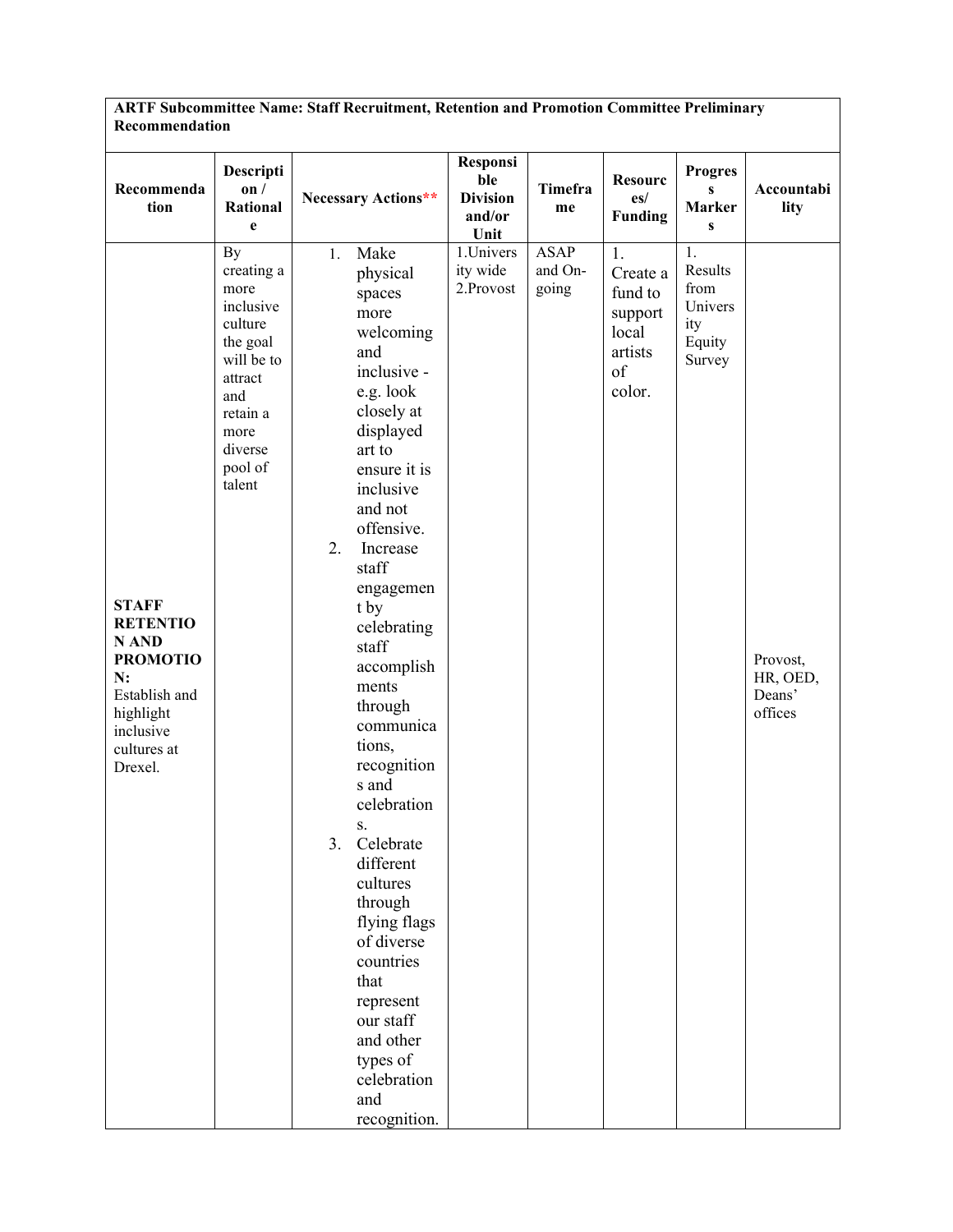| **ARTF Subcommittee Name: Staff Recruitment, Retention and Promotion Committee Preliminary Recommendation** | | | | | | | |
|---|---|---|---|---|---|---|---|
| **Recommendation** | **Description / Rationale** | **Necessary Actions**** | **Responsible Division and/or Unit** | **Timeframe** | **Resources/ Funding** | **Progress Markers** | **Accountability** |
| **STAFF RETENTION AND PROMOTION:** Establish and highlight inclusive cultures at Drexel. | By creating a more inclusive culture the goal will be to attract and retain a more diverse pool of talent | 1. Make physical spaces more welcoming and inclusive - e.g. look closely at displayed art to ensure it is inclusive and not offensive.<br>2. Increase staff engagement by celebrating staff accomplishments through communications, recognitions and celebrations.<br>3. Celebrate different cultures through flying flags of diverse countries that represent our staff and other types of celebration and recognition. | 1.University wide<br>2.Provost | ASAP and On-going | 1. Create a fund to support local artists of color. | 1. Results from University Equity Survey | Provost, HR, OED, Deans' offices |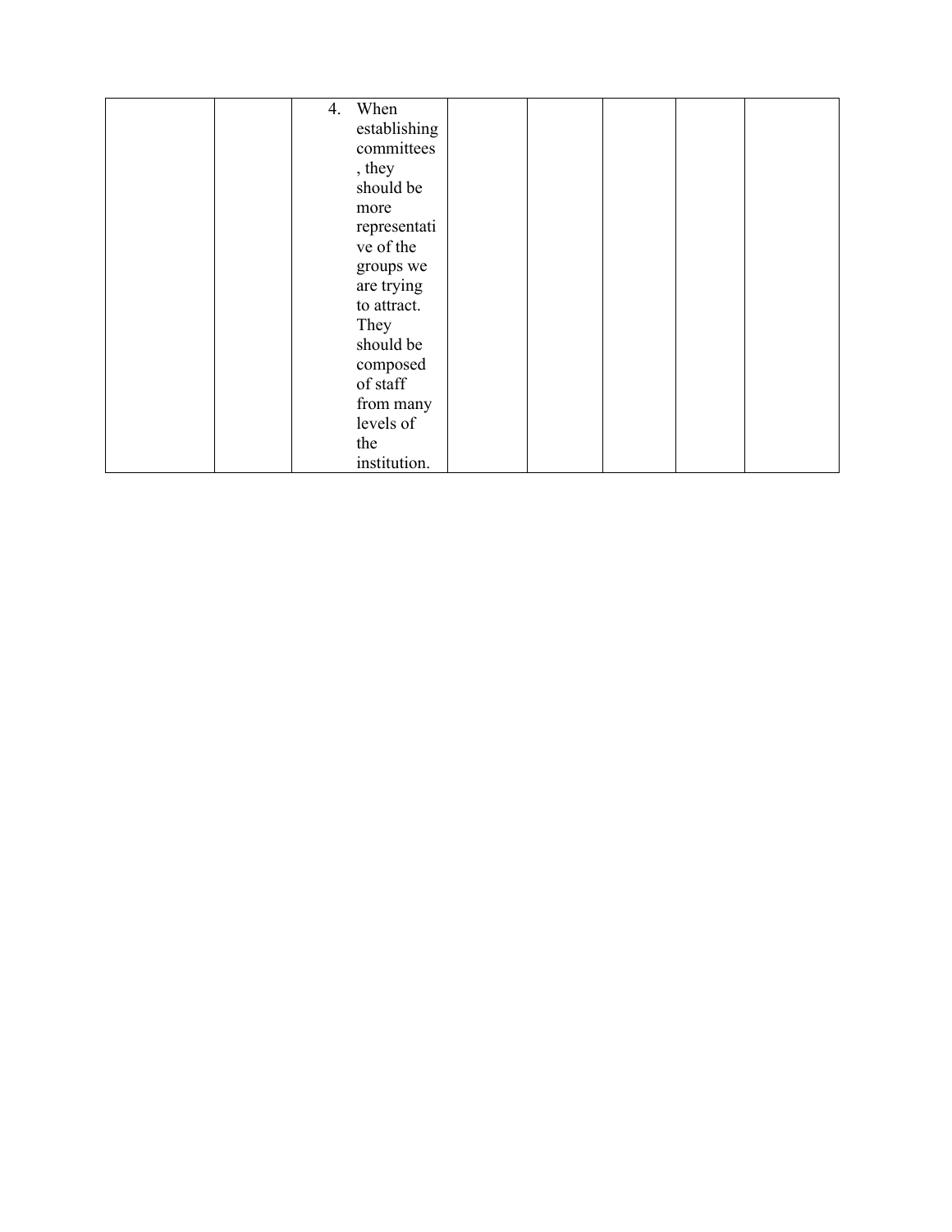| | | | | | | | |
|---|---|---|---|---|---|---|---|
| | | 4. When establishing committees, they should be more representative of the groups we are trying to attract. They should be composed of staff from many levels of the institution. | | | | | |